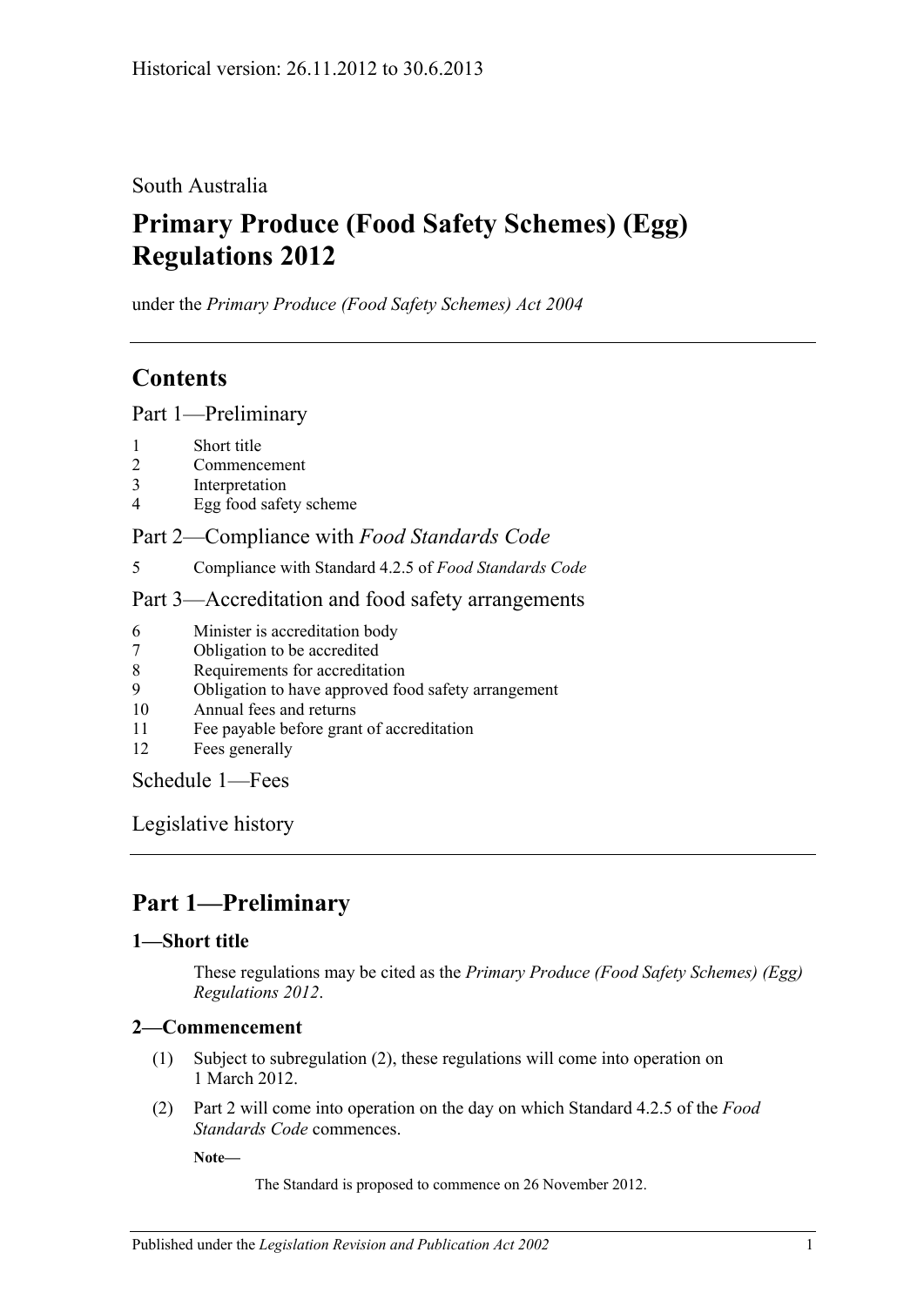South Australia

# Primary Produce (Food Safety Schemes) (Egg) Regulations 2012

under the *Primary Produce (Food Safety Schemes) Act 2004*

## Contents

Part 1—Preliminary

1 Short title
2 Commencement
3 Interpretation
4 Egg food safety scheme

Part 2—Compliance with *Food Standards Code*

5 Compliance with Standard 4.2.5 of *Food Standards Code*

Part 3—Accreditation and food safety arrangements

6 Minister is accreditation body
7 Obligation to be accredited
8 Requirements for accreditation
9 Obligation to have approved food safety arrangement
10 Annual fees and returns
11 Fee payable before grant of accreditation
12 Fees generally

Schedule 1—Fees

Legislative history

## Part 1—Preliminary

### 1—Short title

These regulations may be cited as the *Primary Produce (Food Safety Schemes) (Egg) Regulations 2012*.

### 2—Commencement

(1) Subject to subregulation (2), these regulations will come into operation on 1 March 2012.

(2) Part 2 will come into operation on the day on which Standard 4.2.5 of the *Food Standards Code* commences.

**Note—**

The Standard is proposed to commence on 26 November 2012.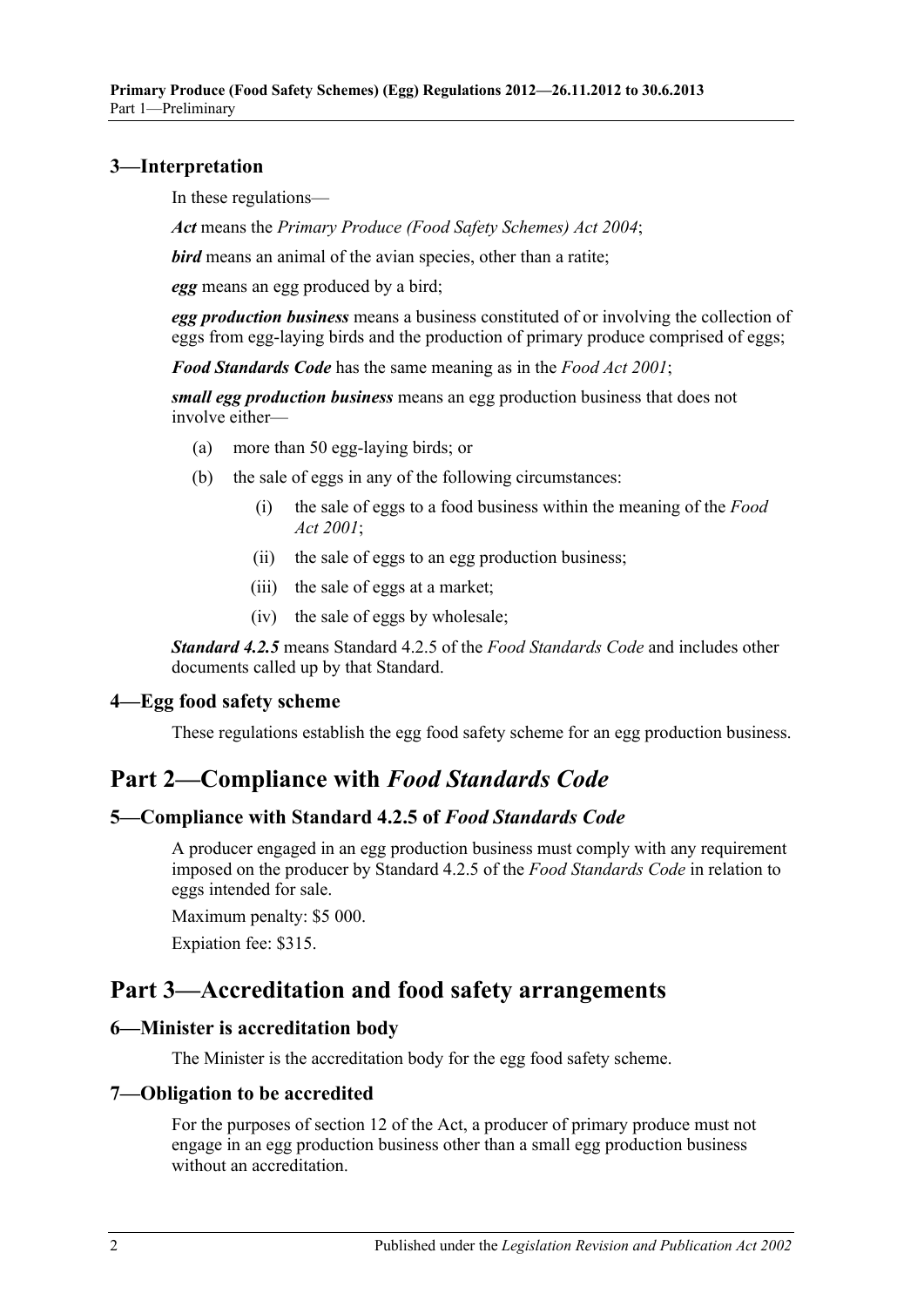## 3—Interpretation

In these regulations—

***Act*** means the *Primary Produce (Food Safety Schemes) Act 2004*;

***bird*** means an animal of the avian species, other than a ratite;

***egg*** means an egg produced by a bird;

***egg production business*** means a business constituted of or involving the collection of eggs from egg-laying birds and the production of primary produce comprised of eggs;

***Food Standards Code*** has the same meaning as in the *Food Act 2001*;

***small egg production business*** means an egg production business that does not involve either—

- (a) more than 50 egg-laying birds; or
- (b) the sale of eggs in any of the following circumstances:
  - (i) the sale of eggs to a food business within the meaning of the *Food Act 2001*;
  - (ii) the sale of eggs to an egg production business;
  - (iii) the sale of eggs at a market;
  - (iv) the sale of eggs by wholesale;

***Standard 4.2.5*** means Standard 4.2.5 of the *Food Standards Code* and includes other documents called up by that Standard.

## 4—Egg food safety scheme

These regulations establish the egg food safety scheme for an egg production business.

# Part 2—Compliance with *Food Standards Code*

## 5—Compliance with Standard 4.2.5 of *Food Standards Code*

A producer engaged in an egg production business must comply with any requirement imposed on the producer by Standard 4.2.5 of the *Food Standards Code* in relation to eggs intended for sale.

Maximum penalty: $5 000.

Expiation fee: $315.

# Part 3—Accreditation and food safety arrangements

## 6—Minister is accreditation body

The Minister is the accreditation body for the egg food safety scheme.

## 7—Obligation to be accredited

For the purposes of section 12 of the Act, a producer of primary produce must not engage in an egg production business other than a small egg production business without an accreditation.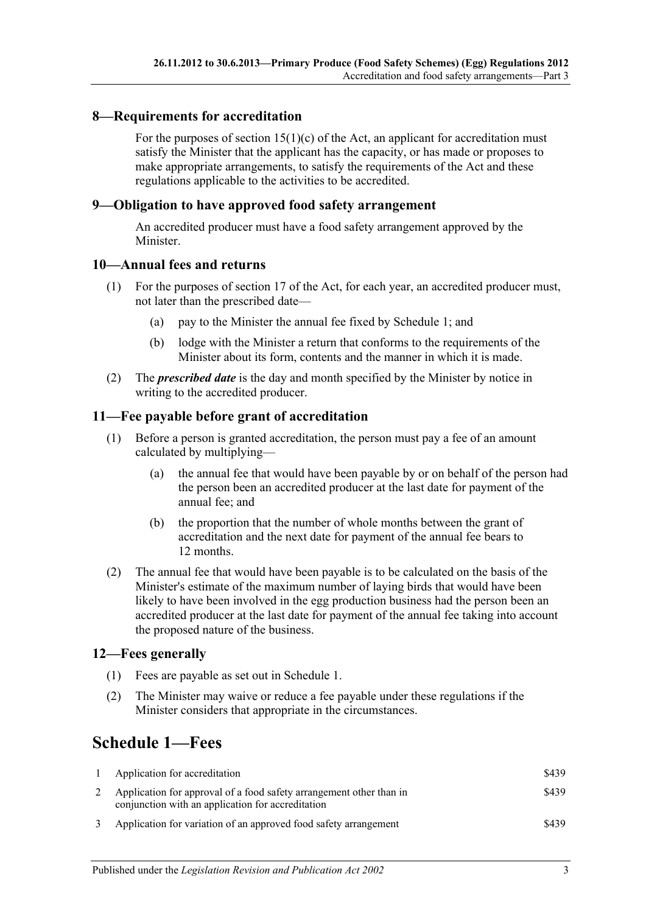## 8—Requirements for accreditation

For the purposes of section 15(1)(c) of the Act, an applicant for accreditation must satisfy the Minister that the applicant has the capacity, or has made or proposes to make appropriate arrangements, to satisfy the requirements of the Act and these regulations applicable to the activities to be accredited.

## 9—Obligation to have approved food safety arrangement

An accredited producer must have a food safety arrangement approved by the Minister.

## 10—Annual fees and returns

(1) For the purposes of section 17 of the Act, for each year, an accredited producer must, not later than the prescribed date—

(a) pay to the Minister the annual fee fixed by Schedule 1; and

(b) lodge with the Minister a return that conforms to the requirements of the Minister about its form, contents and the manner in which it is made.

(2) The ***prescribed date*** is the day and month specified by the Minister by notice in writing to the accredited producer.

## 11—Fee payable before grant of accreditation

(1) Before a person is granted accreditation, the person must pay a fee of an amount calculated by multiplying—

(a) the annual fee that would have been payable by or on behalf of the person had the person been an accredited producer at the last date for payment of the annual fee; and

(b) the proportion that the number of whole months between the grant of accreditation and the next date for payment of the annual fee bears to 12 months.

(2) The annual fee that would have been payable is to be calculated on the basis of the Minister's estimate of the maximum number of laying birds that would have been likely to have been involved in the egg production business had the person been an accredited producer at the last date for payment of the annual fee taking into account the proposed nature of the business.

## 12—Fees generally

(1) Fees are payable as set out in Schedule 1.

(2) The Minister may waive or reduce a fee payable under these regulations if the Minister considers that appropriate in the circumstances.

# Schedule 1—Fees

| | | |
|---|---|---|
| 1 | Application for accreditation | \$439 |
| 2 | Application for approval of a food safety arrangement other than in conjunction with an application for accreditation | \$439 |
| 3 | Application for variation of an approved food safety arrangement | \$439 |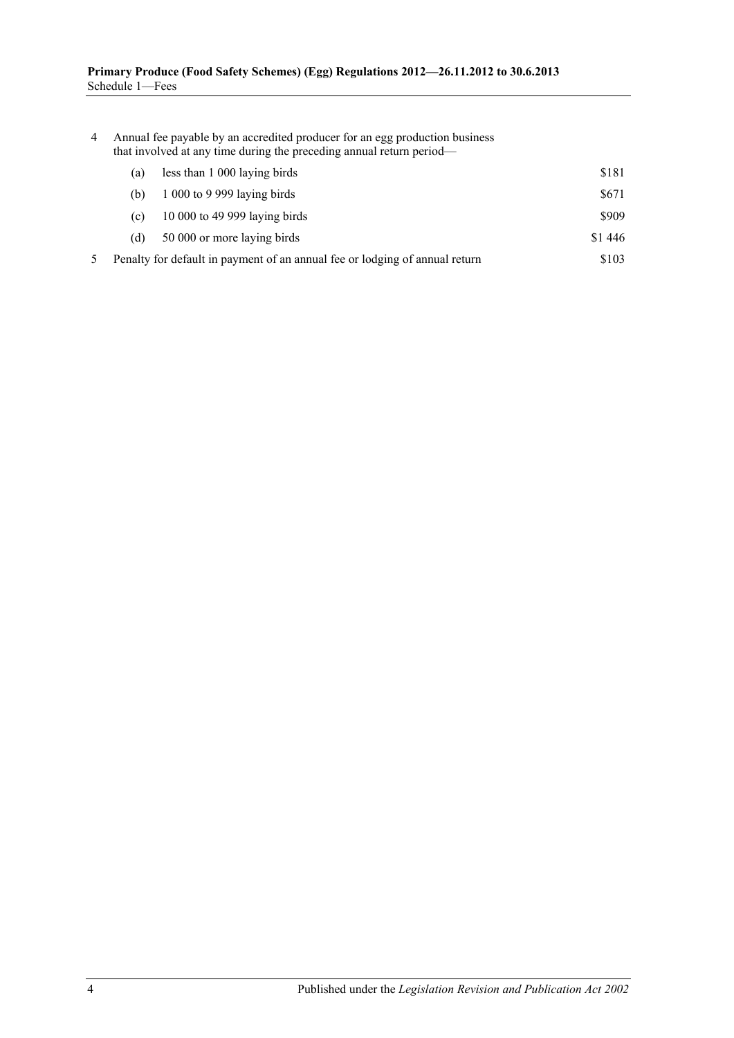| | | |
|---|---|---|
| 4 | Annual fee payable by an accredited producer for an egg production business that involved at any time during the preceding annual return period— | |
| | (a) less than 1 000 laying birds | $181 |
| | (b) 1 000 to 9 999 laying birds | $671 |
| | (c) 10 000 to 49 999 laying birds | $909 |
| | (d) 50 000 or more laying birds | $1 446 |
| 5 | Penalty for default in payment of an annual fee or lodging of annual return | $103 |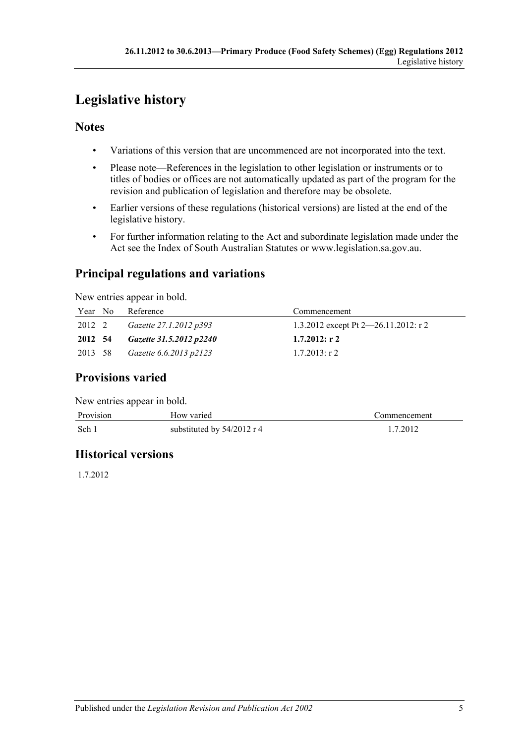# Legislative history

## Notes

- Variations of this version that are uncommenced are not incorporated into the text.
- Please note—References in the legislation to other legislation or instruments or to titles of bodies or offices are not automatically updated as part of the program for the revision and publication of legislation and therefore may be obsolete.
- Earlier versions of these regulations (historical versions) are listed at the end of the legislative history.
- For further information relating to the Act and subordinate legislation made under the Act see the Index of South Australian Statutes or www.legislation.sa.gov.au.

## Principal regulations and variations

New entries appear in bold.

| Year | No | Reference | Commencement |
|---|---|---|---|
| 2012 | 2 | *Gazette 27.1.2012 p393* | 1.3.2012 except Pt 2—26.11.2012: r 2 |
| **2012** | **54** | ***Gazette 31.5.2012 p2240*** | **1.7.2012: r 2** |
| 2013 | 58 | *Gazette 6.6.2013 p2123* | 1.7.2013: r 2 |

## Provisions varied

New entries appear in bold.

| Provision | How varied | Commencement |
|---|---|---|
| Sch 1 | substituted by 54/2012 r 4 | 1.7.2012 |

## Historical versions

1.7.2012